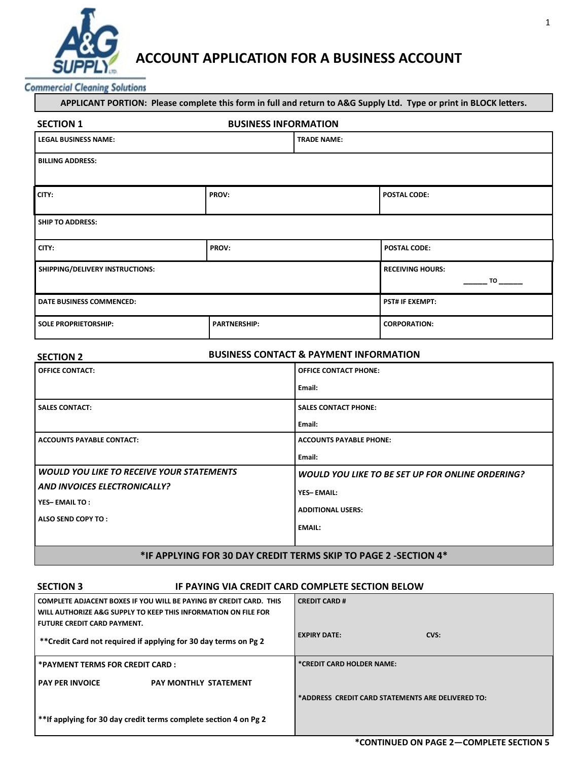A&G SUPPLY LTD.

Commercial Cleaning Solutions

# ACCOUNT APPLICATION FOR A BUSINESS ACCOUNT

**APPLICANT PORTION: Please complete this form in full and return to A&G Supply Ltd. Type or print in BLOCK letters.**

## SECTION 1 — BUSINESS INFORMATION

| | | |
|---|---|---|
| **LEGAL BUSINESS NAME:** | **TRADE NAME:** | |
| **BILLING ADDRESS:** | | |
| **CITY:** | **PROV:** | **POSTAL CODE:** |
| **SHIP TO ADDRESS:** | | |
| **CITY:** | **PROV:** | **POSTAL CODE:** |
| **SHIPPING/DELIVERY INSTRUCTIONS:** | | **RECEIVING HOURS:** ______ TO ______ |
| **DATE BUSINESS COMMENCED:** | | **PST# IF EXEMPT:** |
| **SOLE PROPRIETORSHIP:** | **PARTNERSHIP:** | **CORPORATION:** |

## SECTION 2 — BUSINESS CONTACT & PAYMENT INFORMATION

| | |
|---|---|
| **OFFICE CONTACT:** | **OFFICE CONTACT PHONE:** <br> **Email:** |
| **SALES CONTACT:** | **SALES CONTACT PHONE:** <br> **Email:** |
| **ACCOUNTS PAYABLE CONTACT:** | **ACCOUNTS PAYABLE PHONE:** <br> **Email:** |
| ***WOULD YOU LIKE TO RECEIVE YOUR STATEMENTS AND INVOICES ELECTRONICALLY?*** <br> **YES– EMAIL TO :** <br> **ALSO SEND COPY TO :** | ***WOULD YOU LIKE TO BE SET UP FOR ONLINE ORDERING?*** <br> **YES– EMAIL:** <br> **ADDITIONAL USERS:** <br> **EMAIL:** |

**\*IF APPLYING FOR 30 DAY CREDIT TERMS SKIP TO PAGE 2 -SECTION 4\***

## SECTION 3 — IF PAYING VIA CREDIT CARD COMPLETE SECTION BELOW

| | |
|---|---|
| **COMPLETE ADJACENT BOXES IF YOU WILL BE PAYING BY CREDIT CARD. THIS WILL AUTHORIZE A&G SUPPLY TO KEEP THIS INFORMATION ON FILE FOR FUTURE CREDIT CARD PAYMENT.** <br> **\*\*Credit Card not required if applying for 30 day terms on Pg 2** | **CREDIT CARD #** <br> **EXPIRY DATE:** **CVS:** |
| **\*PAYMENT TERMS FOR CREDIT CARD :** <br> **PAY PER INVOICE** **PAY MONTHLY STATEMENT** <br> **\*\*If applying for 30 day credit terms complete section 4 on Pg 2** | **\*CREDIT CARD HOLDER NAME:** <br> **\*ADDRESS CREDIT CARD STATEMENTS ARE DELIVERED TO:** |

**\*CONTINUED ON PAGE 2—COMPLETE SECTION 5**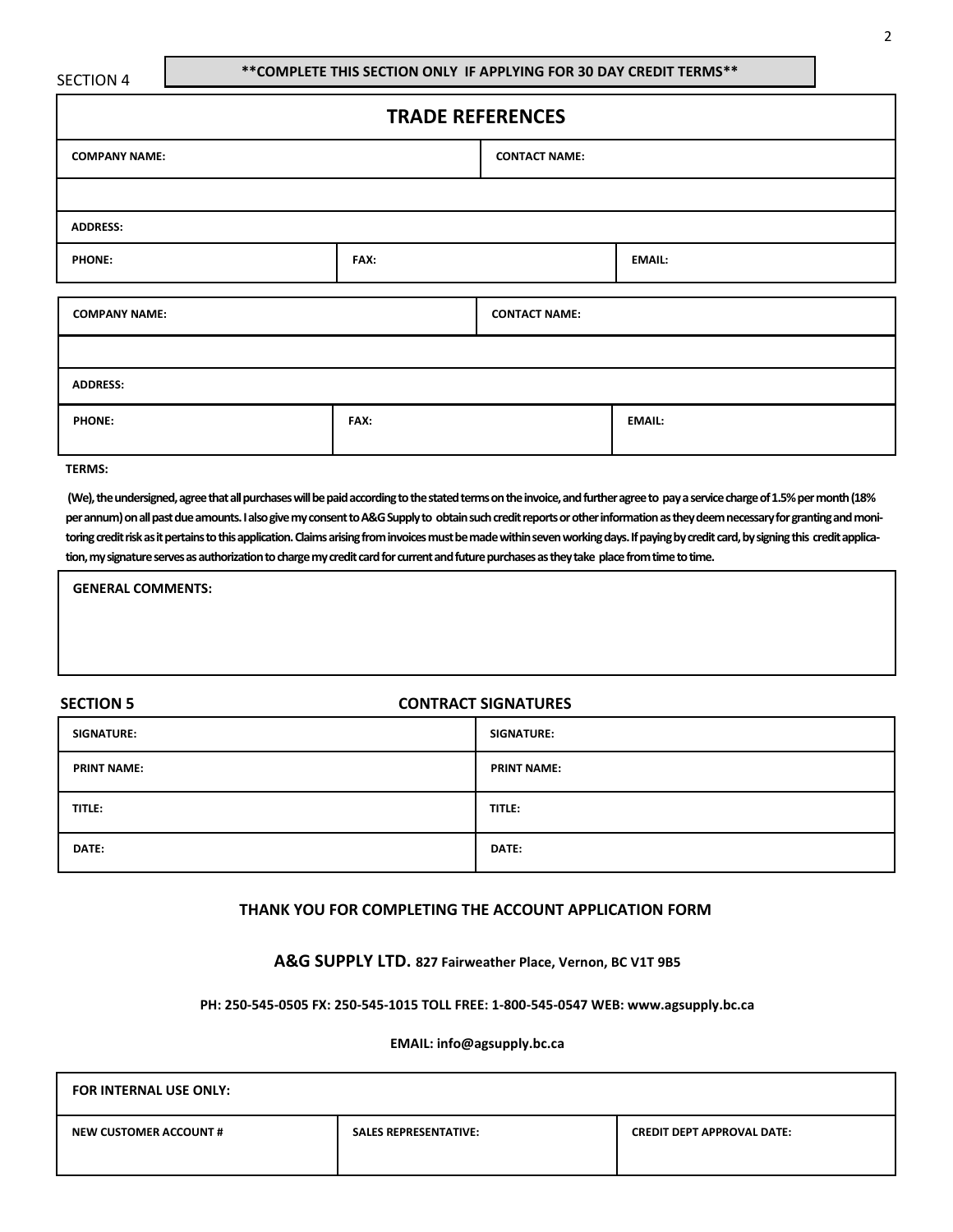SECTION 4

**\*\*COMPLETE THIS SECTION ONLY IF APPLYING FOR 30 DAY CREDIT TERMS\*\***

## TRADE REFERENCES

| | | |
|---|---|---|
| **COMPANY NAME:** | **CONTACT NAME:** | |
| | | |
| **ADDRESS:** | | |
| **PHONE:** | **FAX:** | **EMAIL:** |

| | | |
|---|---|---|
| **COMPANY NAME:** | **CONTACT NAME:** | |
| | | |
| **ADDRESS:** | | |
| **PHONE:** | **FAX:** | **EMAIL:** |

**TERMS:**

**(We), the undersigned, agree that all purchases will be paid according to the stated terms on the invoice, and further agree to pay a service charge of 1.5% per month (18% per annum) on all past due amounts. I also give my consent to A&G Supply to obtain such credit reports or other information as they deem necessary for granting and monitoring credit risk as it pertains to this application. Claims arising from invoices must be made within seven working days. If paying by credit card, by signing this credit application, my signature serves as authorization to charge my credit card for current and future purchases as they take place from time to time.**

| |
|---|
| **GENERAL COMMENTS:** |

**SECTION 5** **CONTRACT SIGNATURES**

| | |
|---|---|
| **SIGNATURE:** | **SIGNATURE:** |
| **PRINT NAME:** | **PRINT NAME:** |
| **TITLE:** | **TITLE:** |
| **DATE:** | **DATE:** |

**THANK YOU FOR COMPLETING THE ACCOUNT APPLICATION FORM**

**A&G SUPPLY LTD. 827 Fairweather Place, Vernon, BC V1T 9B5**

**PH: 250-545-0505 FX: 250-545-1015 TOLL FREE: 1-800-545-0547 WEB: www.agsupply.bc.ca**

**EMAIL: info@agsupply.bc.ca**

| | | |
|---|---|---|
| **FOR INTERNAL USE ONLY:** | | |
| **NEW CUSTOMER ACCOUNT #** | **SALES REPRESENTATIVE:** | **CREDIT DEPT APPROVAL DATE:** |